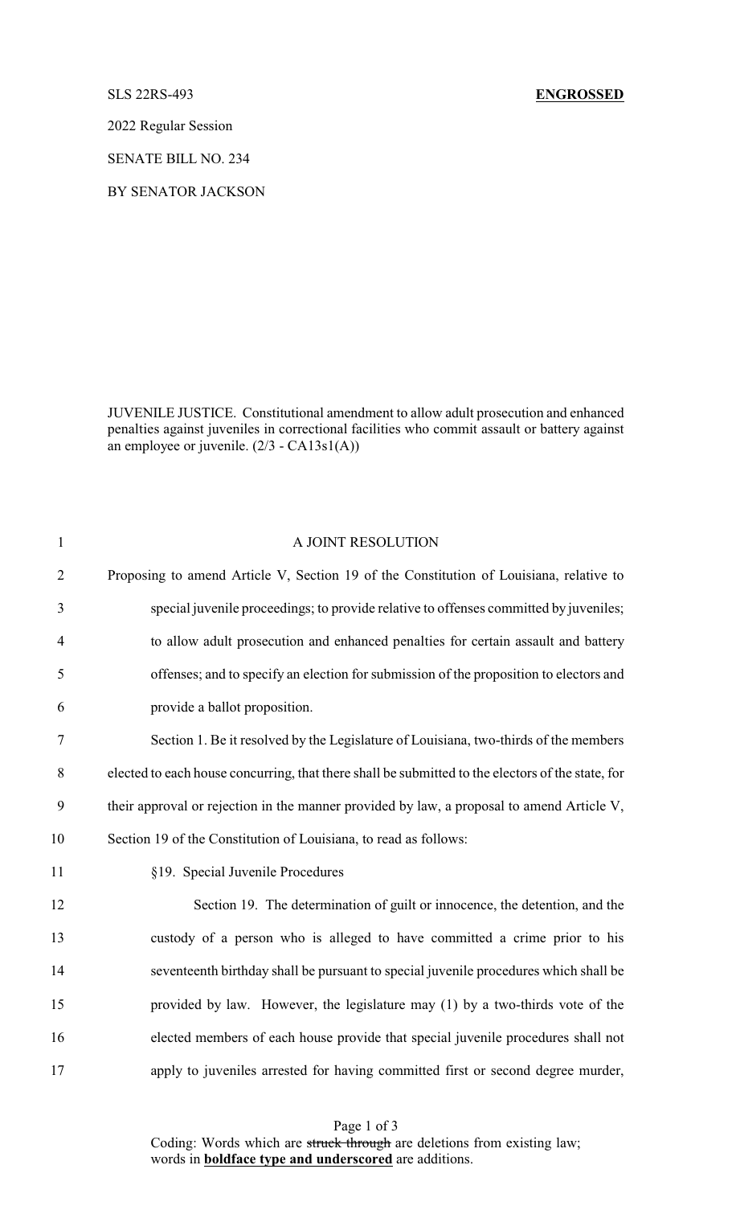SLS 22RS-493 **ENGROSSED**

2022 Regular Session

SENATE BILL NO. 234

BY SENATOR JACKSON

JUVENILE JUSTICE. Constitutional amendment to allow adult prosecution and enhanced penalties against juveniles in correctional facilities who commit assault or battery against an employee or juvenile. (2/3 - CA13s1(A))

A JOINT RESOLUTION

Proposing to amend Article V, Section 19 of the Constitution of Louisiana, relative to special juvenile proceedings; to provide relative to offenses committed by juveniles; to allow adult prosecution and enhanced penalties for certain assault and battery offenses; and to specify an election for submission of the proposition to electors and provide a ballot proposition.

Section 1. Be it resolved by the Legislature of Louisiana, two-thirds of the members elected to each house concurring, that there shall be submitted to the electors of the state, for their approval or rejection in the manner provided by law, a proposal to amend Article V, Section 19 of the Constitution of Louisiana, to read as follows:

§19. Special Juvenile Procedures

Section 19. The determination of guilt or innocence, the detention, and the custody of a person who is alleged to have committed a crime prior to his seventeenth birthday shall be pursuant to special juvenile procedures which shall be provided by law. However, the legislature may (1) by a two-thirds vote of the elected members of each house provide that special juvenile procedures shall not apply to juveniles arrested for having committed first or second degree murder,

Coding: Words which are ~~struck through~~ are deletions from existing law; words in **boldface type and underscored** are additions.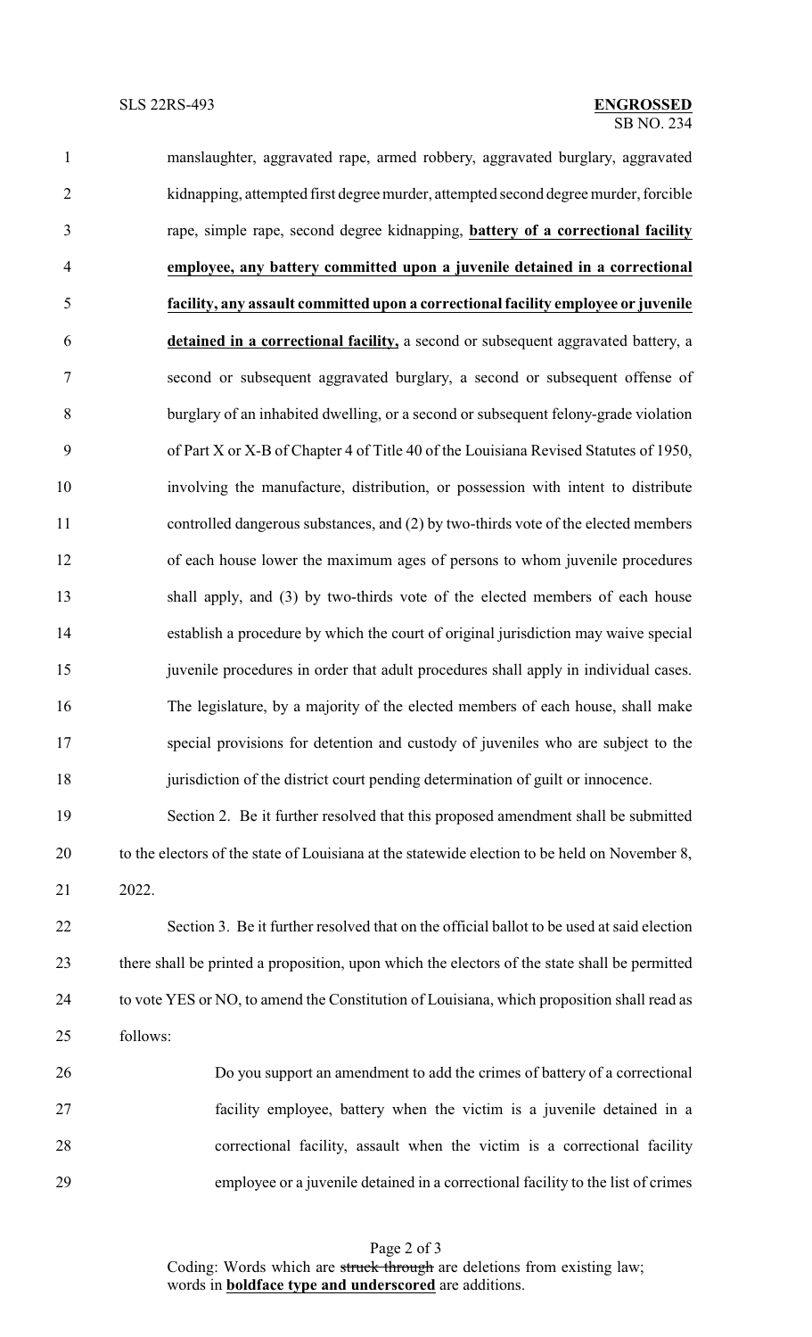manslaughter, aggravated rape, armed robbery, aggravated burglary, aggravated kidnapping, attempted first degree murder, attempted second degree murder, forcible rape, simple rape, second degree kidnapping, **<u>battery of a correctional facility employee, any battery committed upon a juvenile detained in a correctional facility, any assault committed upon a correctional facility employee or juvenile detained in a correctional facility,</u>** a second or subsequent aggravated battery, a second or subsequent aggravated burglary, a second or subsequent offense of burglary of an inhabited dwelling, or a second or subsequent felony-grade violation of Part X or X-B of Chapter 4 of Title 40 of the Louisiana Revised Statutes of 1950, involving the manufacture, distribution, or possession with intent to distribute controlled dangerous substances, and (2) by two-thirds vote of the elected members of each house lower the maximum ages of persons to whom juvenile procedures shall apply, and (3) by two-thirds vote of the elected members of each house establish a procedure by which the court of original jurisdiction may waive special juvenile procedures in order that adult procedures shall apply in individual cases. The legislature, by a majority of the elected members of each house, shall make special provisions for detention and custody of juveniles who are subject to the jurisdiction of the district court pending determination of guilt or innocence.

Section 2. Be it further resolved that this proposed amendment shall be submitted to the electors of the state of Louisiana at the statewide election to be held on November 8, 2022.

Section 3. Be it further resolved that on the official ballot to be used at said election there shall be printed a proposition, upon which the electors of the state shall be permitted to vote YES or NO, to amend the Constitution of Louisiana, which proposition shall read as follows:

> Do you support an amendment to add the crimes of battery of a correctional facility employee, battery when the victim is a juvenile detained in a correctional facility, assault when the victim is a correctional facility employee or a juvenile detained in a correctional facility to the list of crimes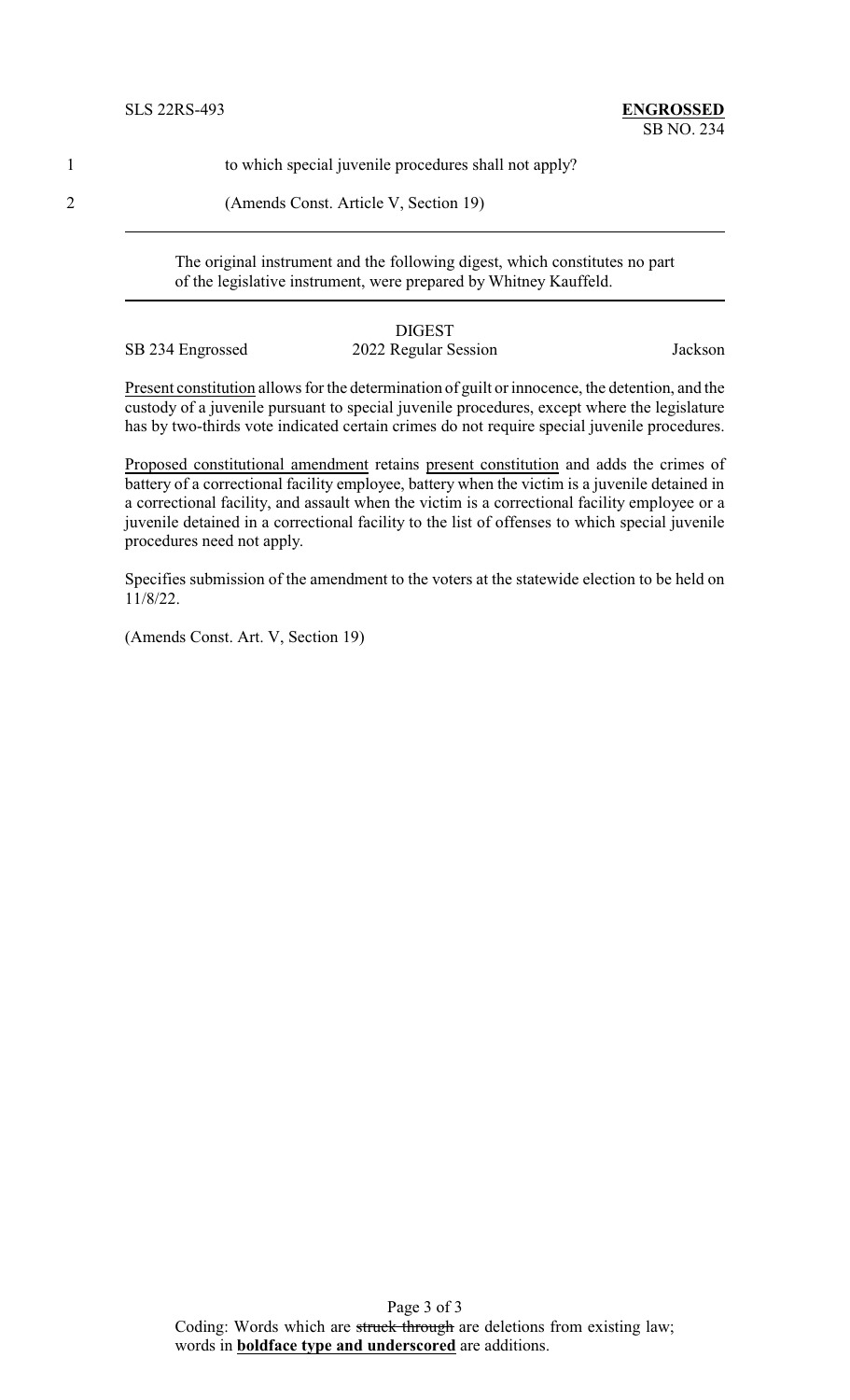1 to which special juvenile procedures shall not apply?

2 (Amends Const. Article V, Section 19)

---

The original instrument and the following digest, which constitutes no part of the legislative instrument, were prepared by Whitney Kauffeld.

---

DIGEST

SB 234 Engrossed — 2022 Regular Session — Jackson

Present constitution allows for the determination of guilt or innocence, the detention, and the custody of a juvenile pursuant to special juvenile procedures, except where the legislature has by two-thirds vote indicated certain crimes do not require special juvenile procedures.

Proposed constitutional amendment retains present constitution and adds the crimes of battery of a correctional facility employee, battery when the victim is a juvenile detained in a correctional facility, and assault when the victim is a correctional facility employee or a juvenile detained in a correctional facility to the list of offenses to which special juvenile procedures need not apply.

Specifies submission of the amendment to the voters at the statewide election to be held on 11/8/22.

(Amends Const. Art. V, Section 19)

Coding: Words which are ~~struck through~~ are deletions from existing law; words in **boldface type and underscored** are additions.